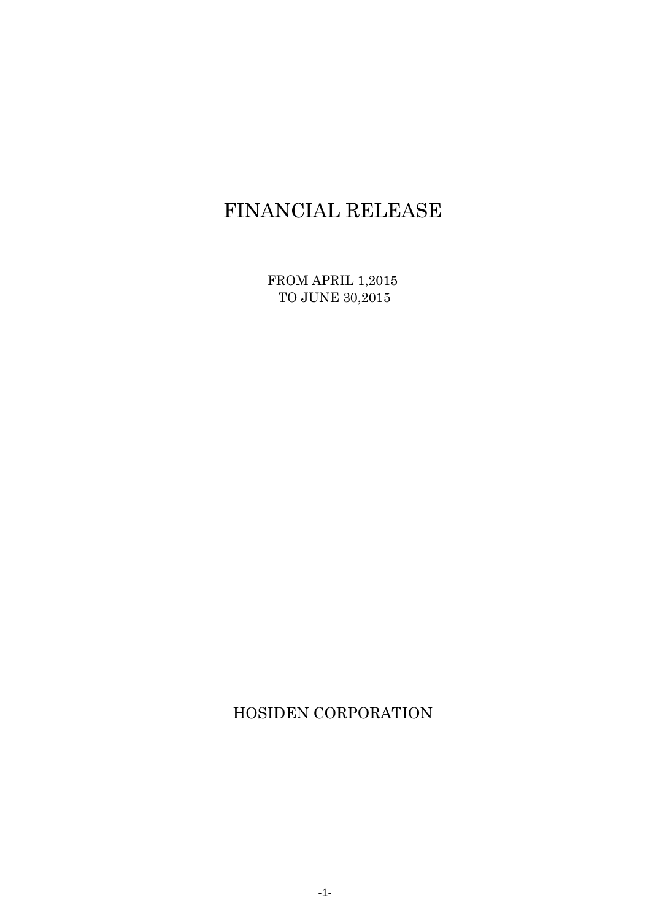# FINANCIAL RELEASE

FROM APRIL 1,2015
TO JUNE 30,2015

HOSIDEN CORPORATION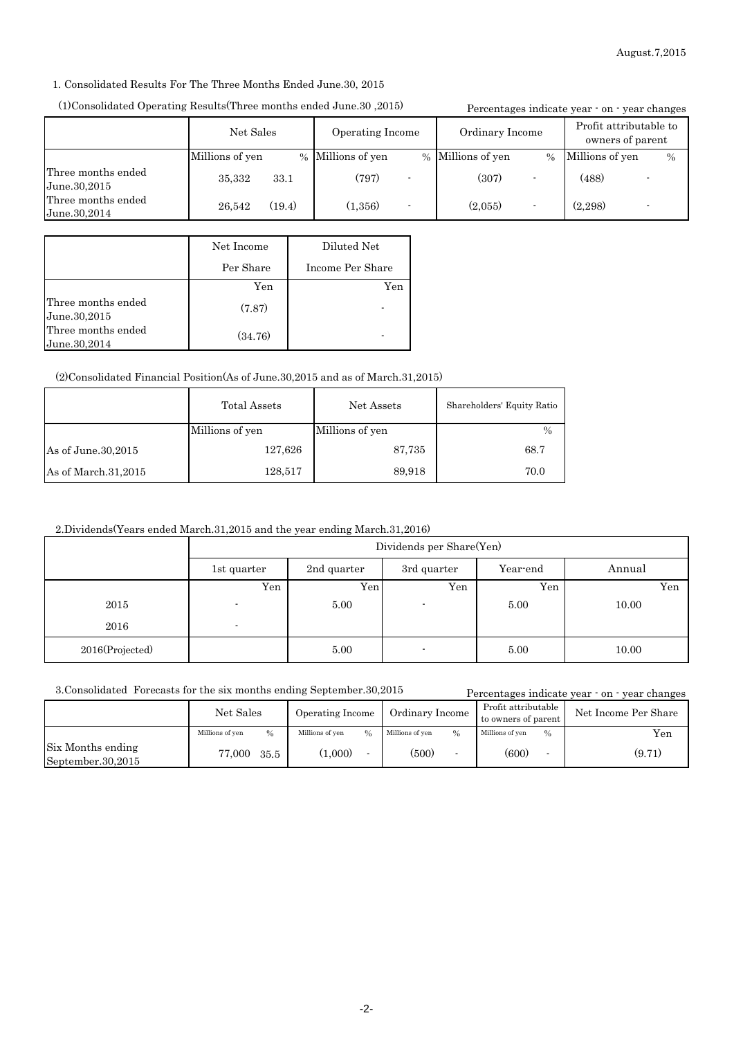August.7,2015

1. Consolidated Results For The Three Months Ended June.30, 2015

(1)Consolidated Operating Results(Three months ended June.30 ,2015)

Percentages indicate year - on - year changes

| | Net Sales | | Operating Income | | Ordinary Income | | Profit attributable to owners of parent | |
|---|---|---|---|---|---|---|---|---|
| | Millions of yen | % | Millions of yen | % | Millions of yen | % | Millions of yen | % |
| Three months ended June.30,2015 | 35,332 | 33.1 | (797) | - | (307) | - | (488) | - |
| Three months ended June.30,2014 | 26,542 | (19.4) | (1,356) | - | (2,055) | - | (2,298) | - |

| | Net Income Per Share | Diluted Net Income Per Share |
|---|---|---|
| | Yen | Yen |
| Three months ended June.30,2015 | (7.87) | - |
| Three months ended June.30,2014 | (34.76) | - |

(2)Consolidated Financial Position(As of June.30,2015 and as of March.31,2015)

| | Total Assets | Net Assets | Shareholders' Equity Ratio |
|---|---|---|---|
| | Millions of yen | Millions of yen | % |
| As of June.30,2015 | 127,626 | 87,735 | 68.7 |
| As of March.31,2015 | 128,517 | 89,918 | 70.0 |

2.Dividends(Years ended March.31,2015 and the year ending March.31,2016)

| | Dividends per Share(Yen) | | | | |
|---|---|---|---|---|---|
| | 1st quarter | 2nd quarter | 3rd quarter | Year-end | Annual |
| | Yen | Yen | Yen | Yen | Yen |
| 2015 | - | 5.00 | - | 5.00 | 10.00 |
| 2016 | - | | | | |
| 2016(Projected) | | 5.00 | - | 5.00 | 10.00 |

3.Consolidated Forecasts for the six months ending September.30,2015

Percentages indicate year - on - year changes

| | Net Sales | | Operating Income | | Ordinary Income | | Profit attributable to owners of parent | | Net Income Per Share |
|---|---|---|---|---|---|---|---|---|---|
| | Millions of yen | % | Millions of yen | % | Millions of yen | % | Millions of yen | % | Yen |
| Six Months ending September.30,2015 | 77,000 | 35.5 | (1,000) | - | (500) | - | (600) | - | (9.71) |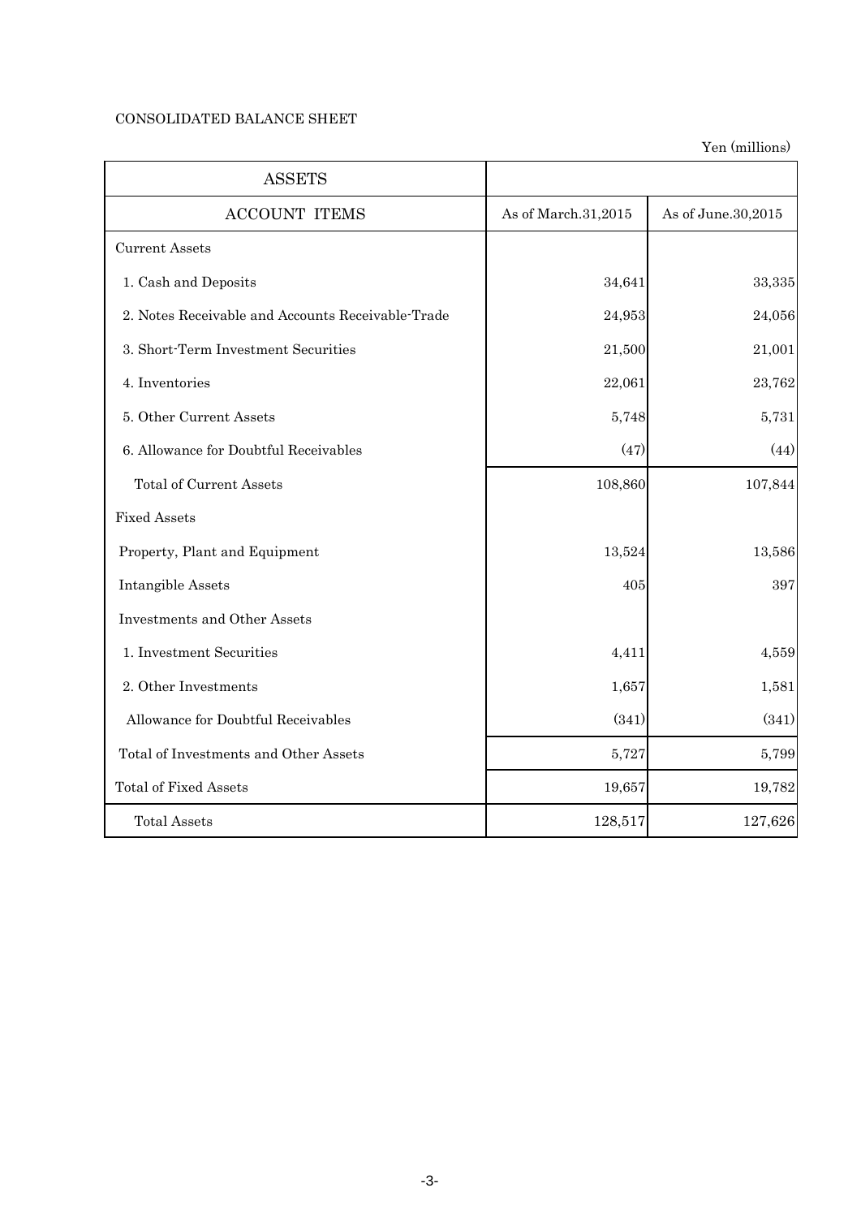CONSOLIDATED BALANCE SHEET

Yen (millions)

| ASSETS | | |
|---|---|---|
| ACCOUNT ITEMS | As of March.31,2015 | As of June.30,2015 |
| Current Assets | | |
| 1. Cash and Deposits | 34,641 | 33,335 |
| 2. Notes Receivable and Accounts Receivable-Trade | 24,953 | 24,056 |
| 3. Short-Term Investment Securities | 21,500 | 21,001 |
| 4. Inventories | 22,061 | 23,762 |
| 5. Other Current Assets | 5,748 | 5,731 |
| 6. Allowance for Doubtful Receivables | (47) | (44) |
| Total of Current Assets | 108,860 | 107,844 |
| Fixed Assets | | |
| Property, Plant and Equipment | 13,524 | 13,586 |
| Intangible Assets | 405 | 397 |
| Investments and Other Assets | | |
| 1. Investment Securities | 4,411 | 4,559 |
| 2. Other Investments | 1,657 | 1,581 |
| Allowance for Doubtful Receivables | (341) | (341) |
| Total of Investments and Other Assets | 5,727 | 5,799 |
| Total of Fixed Assets | 19,657 | 19,782 |
| Total Assets | 128,517 | 127,626 |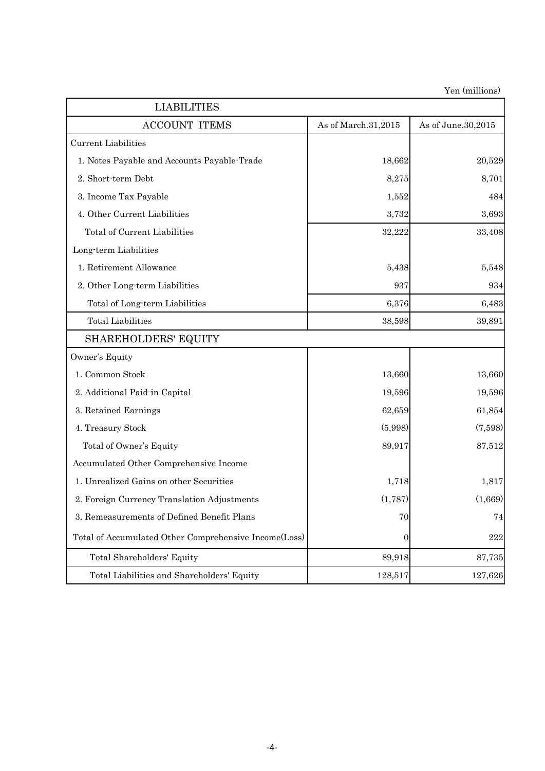Yen (millions)

| LIABILITIES | | |
|---|---|---|
| ACCOUNT ITEMS | As of March.31,2015 | As of June.30,2015 |
| Current Liabilities | | |
| 1. Notes Payable and Accounts Payable-Trade | 18,662 | 20,529 |
| 2. Short-term Debt | 8,275 | 8,701 |
| 3. Income Tax Payable | 1,552 | 484 |
| 4. Other Current Liabilities | 3,732 | 3,693 |
| Total of Current Liabilities | 32,222 | 33,408 |
| Long-term Liabilities | | |
| 1. Retirement Allowance | 5,438 | 5,548 |
| 2. Other Long-term Liabilities | 937 | 934 |
| Total of Long-term Liabilities | 6,376 | 6,483 |
| Total Liabilities | 38,598 | 39,891 |
| SHAREHOLDERS' EQUITY | | |
| Owner's Equity | | |
| 1. Common Stock | 13,660 | 13,660 |
| 2. Additional Paid-in Capital | 19,596 | 19,596 |
| 3. Retained Earnings | 62,659 | 61,854 |
| 4. Treasury Stock | (5,998) | (7,598) |
| Total of Owner's Equity | 89,917 | 87,512 |
| Accumulated Other Comprehensive Income | | |
| 1. Unrealized Gains on other Securities | 1,718 | 1,817 |
| 2. Foreign Currency Translation Adjustments | (1,787) | (1,669) |
| 3. Remeasurements of Defined Benefit Plans | 70 | 74 |
| Total of Accumulated Other Comprehensive Income(Loss) | 0 | 222 |
| Total Shareholders' Equity | 89,918 | 87,735 |
| Total Liabilities and Shareholders' Equity | 128,517 | 127,626 |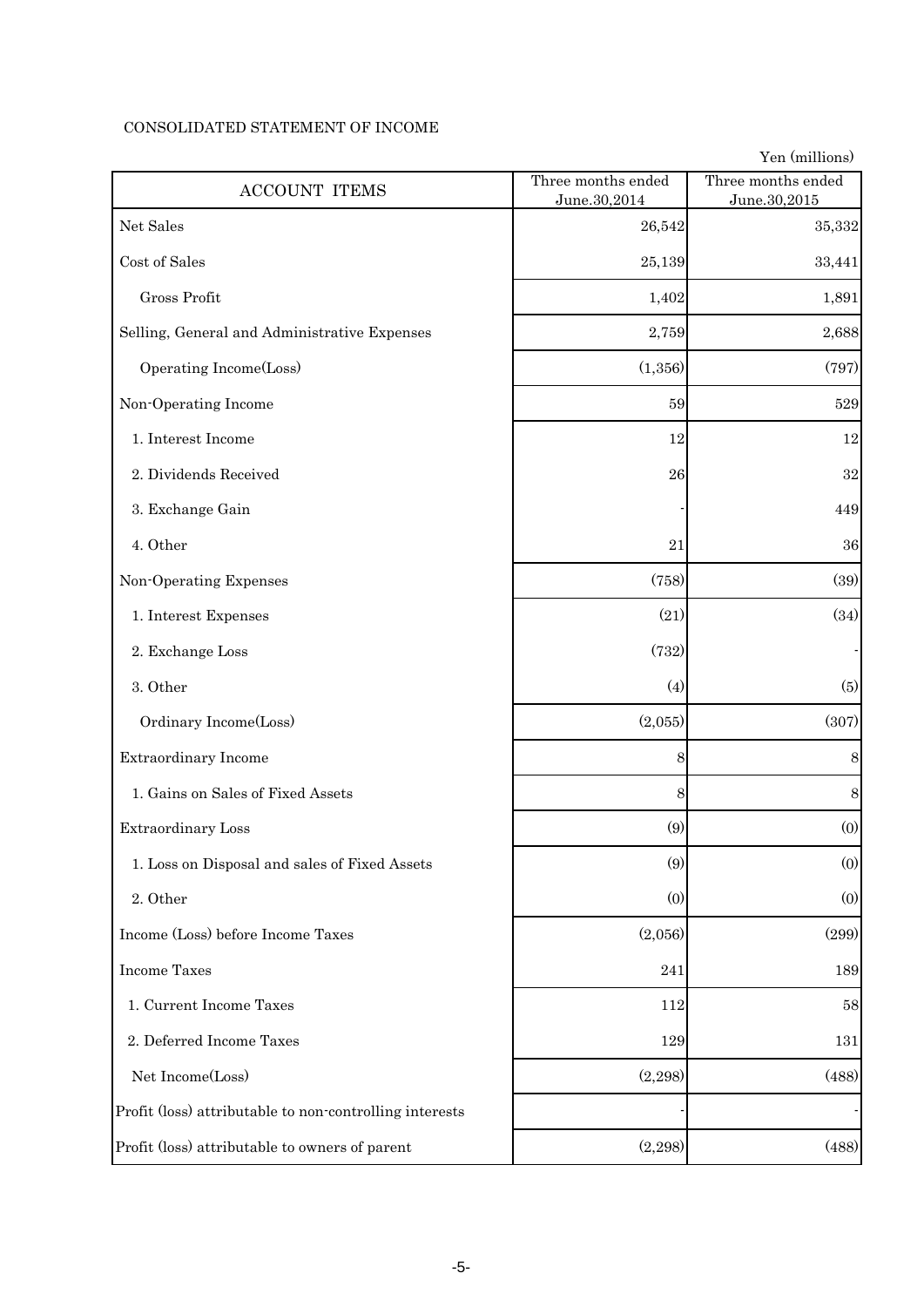CONSOLIDATED STATEMENT OF INCOME

Yen (millions)

| ACCOUNT ITEMS | Three months ended June.30,2014 | Three months ended June.30,2015 |
|---|---|---|
| Net Sales | 26,542 | 35,332 |
| Cost of Sales | 25,139 | 33,441 |
| Gross Profit | 1,402 | 1,891 |
| Selling, General and Administrative Expenses | 2,759 | 2,688 |
| Operating Income(Loss) | (1,356) | (797) |
| Non-Operating Income | 59 | 529 |
| 1. Interest Income | 12 | 12 |
| 2. Dividends Received | 26 | 32 |
| 3. Exchange Gain | - | 449 |
| 4. Other | 21 | 36 |
| Non-Operating Expenses | (758) | (39) |
| 1. Interest Expenses | (21) | (34) |
| 2. Exchange Loss | (732) | - |
| 3. Other | (4) | (5) |
| Ordinary Income(Loss) | (2,055) | (307) |
| Extraordinary Income | 8 | 8 |
| 1. Gains on Sales of Fixed Assets | 8 | 8 |
| Extraordinary Loss | (9) | (0) |
| 1. Loss on Disposal and sales of Fixed Assets | (9) | (0) |
| 2. Other | (0) | (0) |
| Income (Loss) before Income Taxes | (2,056) | (299) |
| Income Taxes | 241 | 189 |
| 1. Current Income Taxes | 112 | 58 |
| 2. Deferred Income Taxes | 129 | 131 |
| Net Income(Loss) | (2,298) | (488) |
| Profit (loss) attributable to non-controlling interests | - | - |
| Profit (loss) attributable to owners of parent | (2,298) | (488) |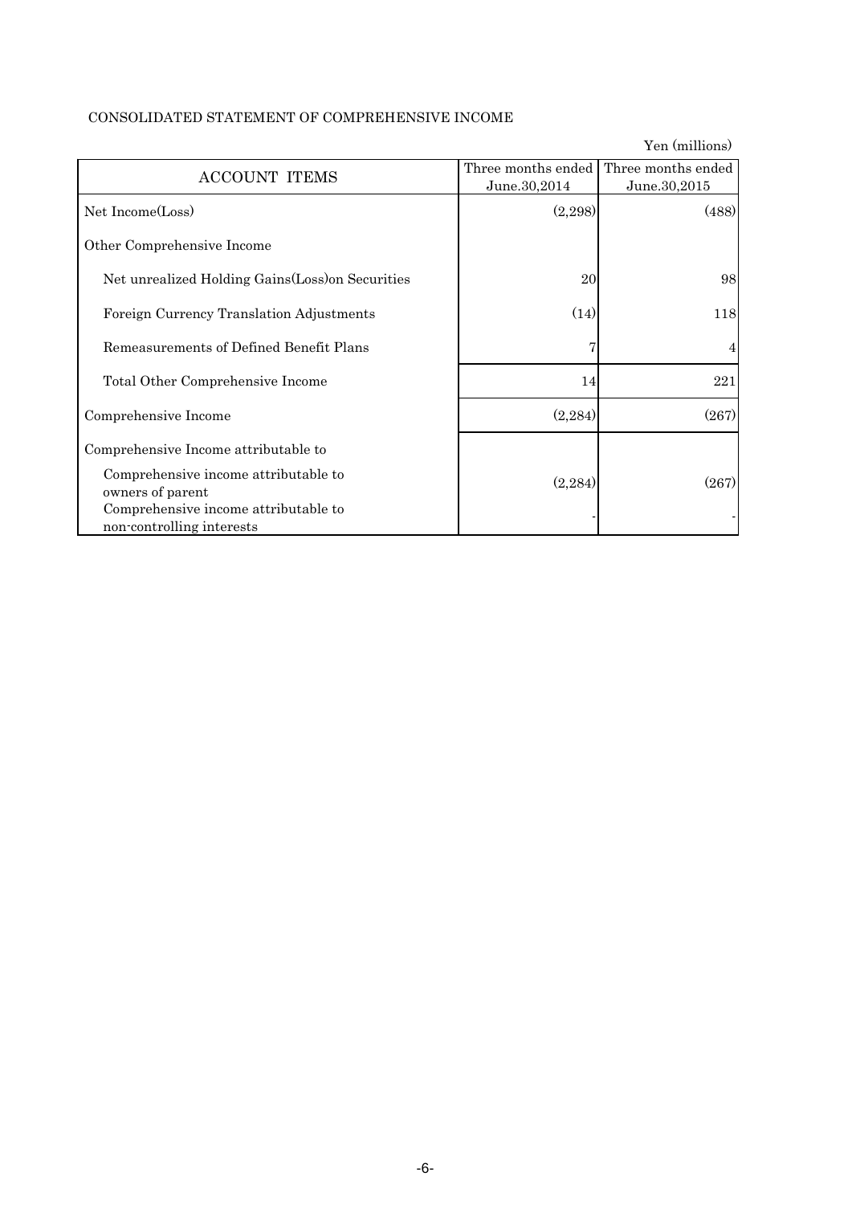CONSOLIDATED STATEMENT OF COMPREHENSIVE INCOME

Yen (millions)

| ACCOUNT ITEMS | Three months ended June.30,2014 | Three months ended June.30,2015 |
|---|---|---|
| Net Income(Loss) | (2,298) | (488) |
| Other Comprehensive Income | | |
| Net unrealized Holding Gains(Loss)on Securities | 20 | 98 |
| Foreign Currency Translation Adjustments | (14) | 118 |
| Remeasurements of Defined Benefit Plans | 7 | 4 |
| Total Other Comprehensive Income | 14 | 221 |
| Comprehensive Income | (2,284) | (267) |
| Comprehensive Income attributable to | | |
| Comprehensive income attributable to owners of parent | (2,284) | (267) |
| Comprehensive income attributable to non-controlling interests | - | - |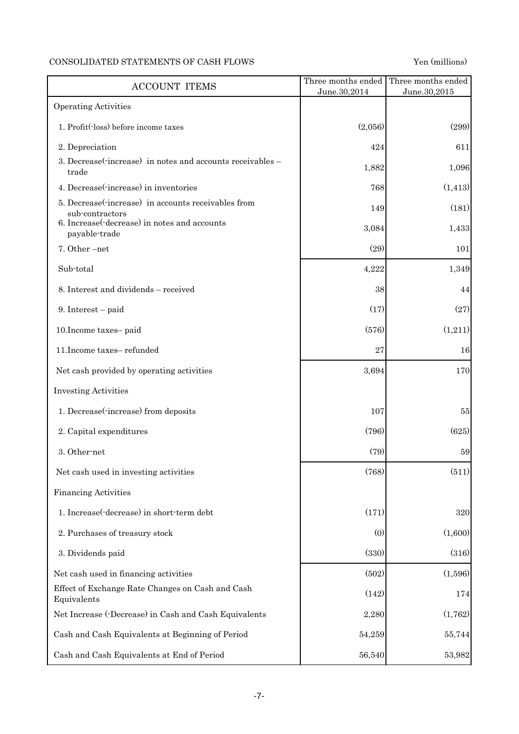CONSOLIDATED STATEMENTS OF CASH FLOWS

Yen (millions)

| ACCOUNT ITEMS | Three months ended June.30,2014 | Three months ended June.30,2015 |
|---|---|---|
| Operating Activities | | |
| 1. Profit(-loss) before income taxes | (2,056) | (299) |
| 2. Depreciation | 424 | 611 |
| 3. Decrease(-increase) in notes and accounts receivables – trade | 1,882 | 1,096 |
| 4. Decrease(-increase) in inventories | 768 | (1,413) |
| 5. Decrease(-increase) in accounts receivables from sub-contractors | 149 | (181) |
| 6. Increase(-decrease) in notes and accounts payable-trade | 3,084 | 1,433 |
| 7. Other –net | (29) | 101 |
| Sub-total | 4,222 | 1,349 |
| 8. Interest and dividends – received | 38 | 44 |
| 9. Interest – paid | (17) | (27) |
| 10.Income taxes– paid | (576) | (1,211) |
| 11.Income taxes– refunded | 27 | 16 |
| Net cash provided by operating activities | 3,694 | 170 |
| Investing Activities | | |
| 1. Decrease(-increase) from deposits | 107 | 55 |
| 2. Capital expenditures | (796) | (625) |
| 3. Other-net | (79) | 59 |
| Net cash used in investing activities | (768) | (511) |
| Financing Activities | | |
| 1. Increase(-decrease) in short-term debt | (171) | 320 |
| 2. Purchases of treasury stock | (0) | (1,600) |
| 3. Dividends paid | (330) | (316) |
| Net cash used in financing activities | (502) | (1,596) |
| Effect of Exchange Rate Changes on Cash and Cash Equivalents | (142) | 174 |
| Net Increase (-Decrease) in Cash and Cash Equivalents | 2,280 | (1,762) |
| Cash and Cash Equivalents at Beginning of Period | 54,259 | 55,744 |
| Cash and Cash Equivalents at End of Period | 56,540 | 53,982 |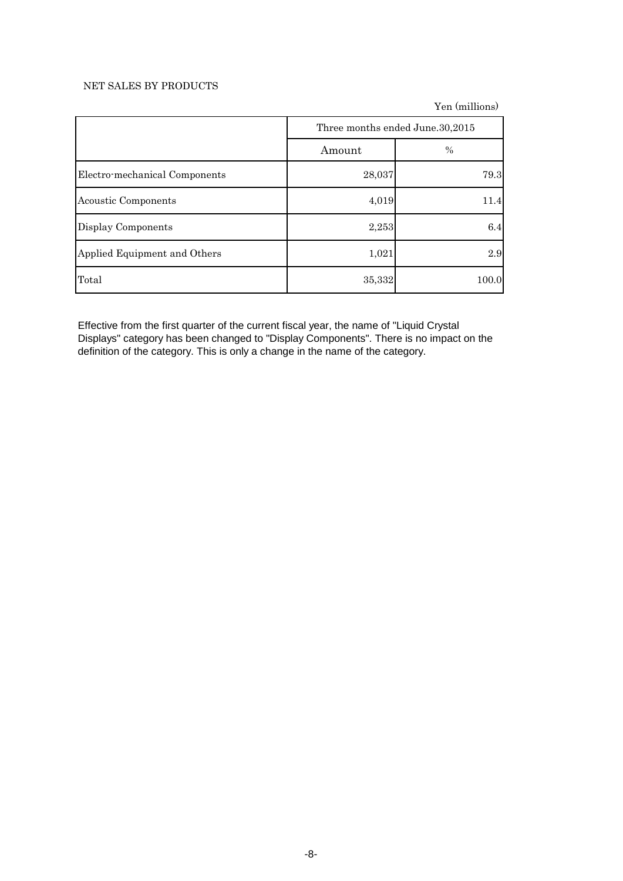NET SALES BY PRODUCTS

Yen (millions)

| | Three months ended June.30,2015 | |
|---|---|---|
| | Amount | % |
| Electro-mechanical Components | 28,037 | 79.3 |
| Acoustic Components | 4,019 | 11.4 |
| Display Components | 2,253 | 6.4 |
| Applied Equipment and Others | 1,021 | 2.9 |
| Total | 35,332 | 100.0 |

Effective from the first quarter of the current fiscal year, the name of "Liquid Crystal Displays" category has been changed to "Display Components". There is no impact on the definition of the category. This is only a change in the name of the category.